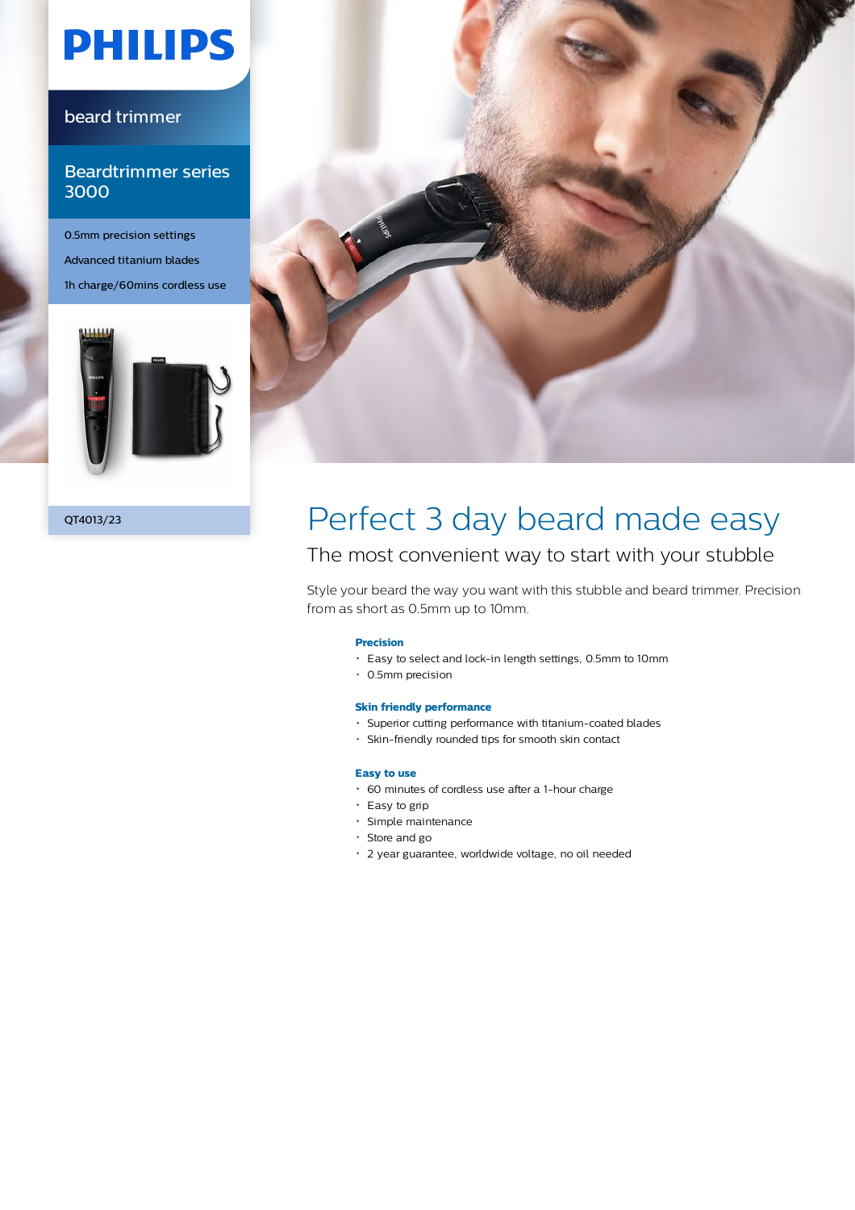PHILIPS

beard trimmer

Beardtrimmer series 3000

0.5mm precision settings

Advanced titanium blades

1h charge/60mins cordless use

QT4013/23

# Perfect 3 day beard made easy

## The most convenient way to start with your stubble

Style your beard the way you want with this stubble and beard trimmer. Precision from as short as 0.5mm up to 10mm.

### Precision

- Easy to select and lock-in length settings, 0.5mm to 10mm
- 0.5mm precision

### Skin friendly performance

- Superior cutting performance with titanium-coated blades
- Skin-friendly rounded tips for smooth skin contact

### Easy to use

- 60 minutes of cordless use after a 1-hour charge
- Easy to grip
- Simple maintenance
- Store and go
- 2 year guarantee, worldwide voltage, no oil needed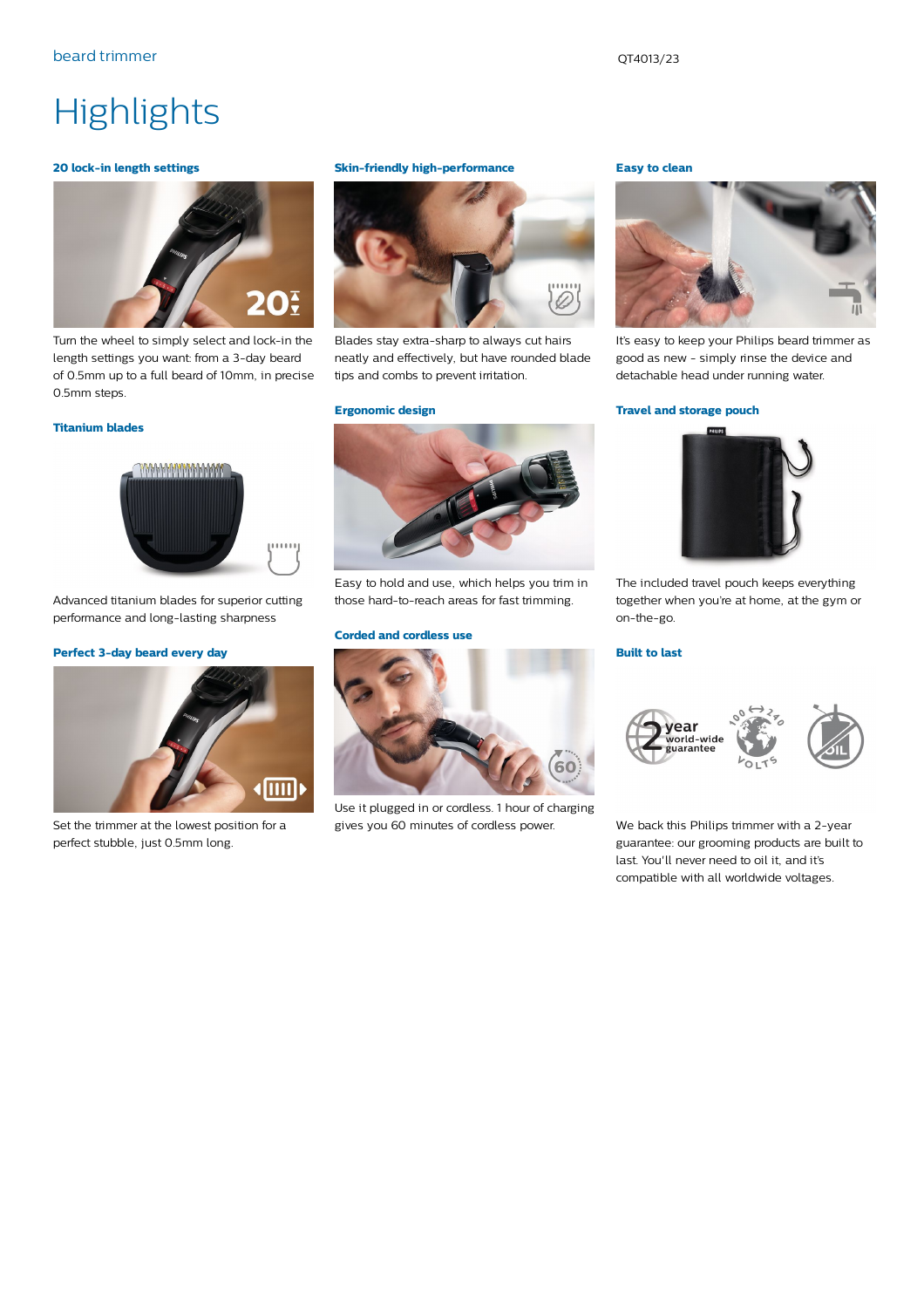# Highlights

### 20 lock-in length settings

Turn the wheel to simply select and lock-in the length settings you want: from a 3-day beard of 0.5mm up to a full beard of 10mm, in precise 0.5mm steps.

### Titanium blades

Advanced titanium blades for superior cutting performance and long-lasting sharpness

### Perfect 3-day beard every day

Set the trimmer at the lowest position for a perfect stubble, just 0.5mm long.

### Skin-friendly high-performance

Blades stay extra-sharp to always cut hairs neatly and effectively, but have rounded blade tips and combs to prevent irritation.

### Ergonomic design

Easy to hold and use, which helps you trim in those hard-to-reach areas for fast trimming.

### Corded and cordless use

Use it plugged in or cordless. 1 hour of charging gives you 60 minutes of cordless power.

### Easy to clean

It's easy to keep your Philips beard trimmer as good as new - simply rinse the device and detachable head under running water.

### Travel and storage pouch

The included travel pouch keeps everything together when you're at home, at the gym or on-the-go.

### Built to last

We back this Philips trimmer with a 2-year guarantee: our grooming products are built to last. You'll never need to oil it, and it's compatible with all worldwide voltages.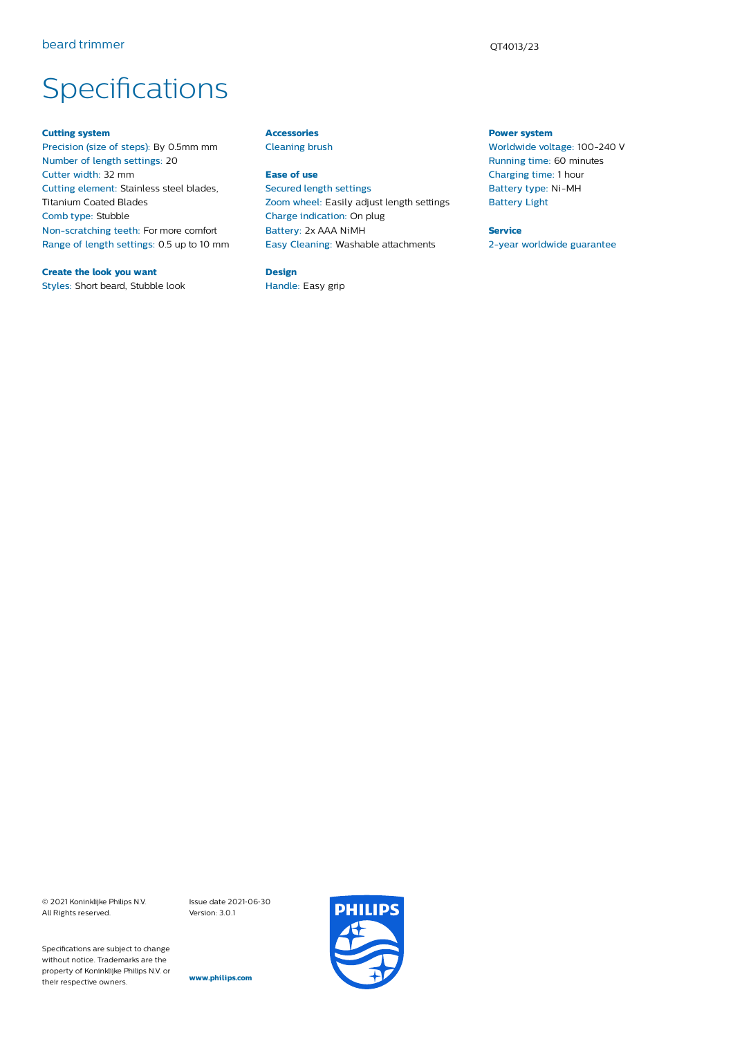# Specifications

### Cutting system

- Precision (size of steps): By 0.5mm mm
- Number of length settings: 20
- Cutter width: 32 mm
- Cutting element: Stainless steel blades, Titanium Coated Blades
- Comb type: Stubble
- Non-scratching teeth: For more comfort
- Range of length settings: 0.5 up to 10 mm

### Create the look you want

- Styles: Short beard, Stubble look

### Accessories

- Cleaning brush

### Ease of use

- Secured length settings
- Zoom wheel: Easily adjust length settings
- Charge indication: On plug
- Battery: 2x AAA NiMH
- Easy Cleaning: Washable attachments

### Design

- Handle: Easy grip

### Power system

- Worldwide voltage: 100-240 V
- Running time: 60 minutes
- Charging time: 1 hour
- Battery type: Ni-MH
- Battery Light

### Service

- 2-year worldwide guarantee

© 2021 Koninklijke Philips N.V.
All Rights reserved.

Issue date 2021-06-30
Version: 3.0.1

Specifications are subject to change without notice. Trademarks are the property of Koninklijke Philips N.V. or their respective owners.

**www.philips.com**